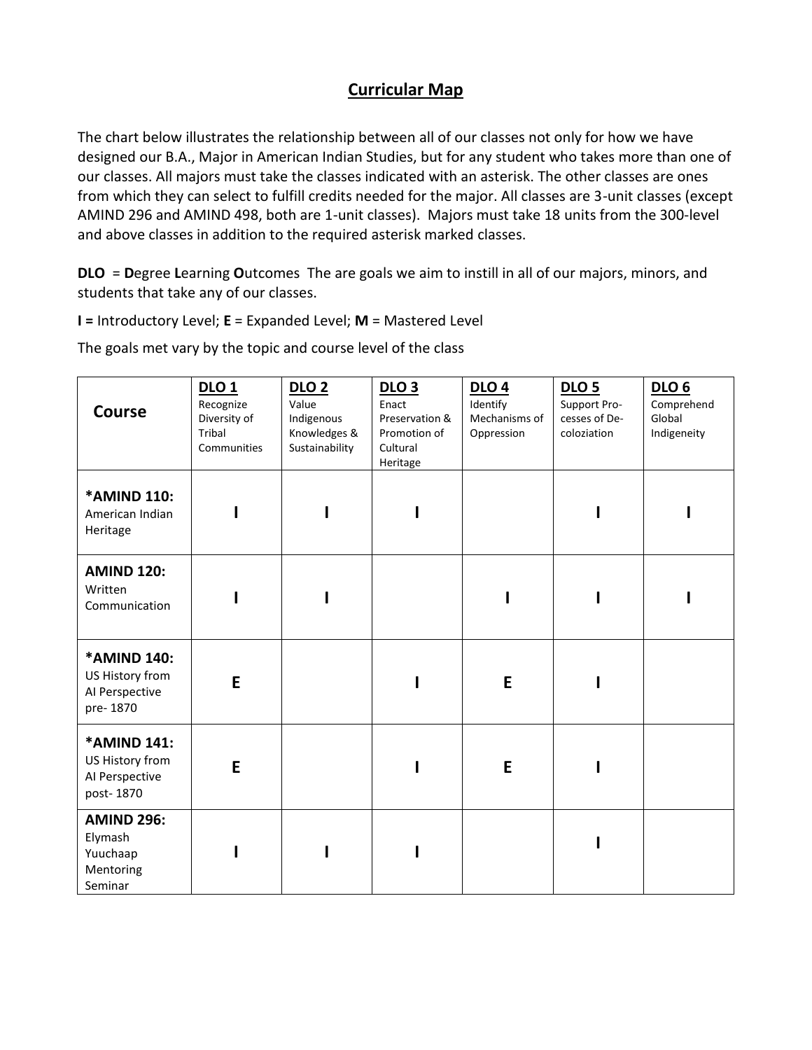# Curricular Map

The chart below illustrates the relationship between all of our classes not only for how we have designed our B.A., Major in American Indian Studies, but for any student who takes more than one of our classes. All majors must take the classes indicated with an asterisk. The other classes are ones from which they can select to fulfill credits needed for the major. All classes are 3-unit classes (except AMIND 296 and AMIND 498, both are 1-unit classes). Majors must take 18 units from the 300-level and above classes in addition to the required asterisk marked classes.

**DLO** = **D**egree **L**earning **O**utcomes The are goals we aim to instill in all of our majors, minors, and students that take any of our classes.

**I =** Introductory Level; **E** = Expanded Level; **M** = Mastered Level

The goals met vary by the topic and course level of the class

| Course | DLO 1 Recognize Diversity of Tribal Communities | DLO 2 Value Indigenous Knowledges & Sustainability | DLO 3 Enact Preservation & Promotion of Cultural Heritage | DLO 4 Identify Mechanisms of Oppression | DLO 5 Support Pro-cesses of De-coloziation | DLO 6 Comprehend Global Indigeneity |
|---|---|---|---|---|---|---|
| **\*AMIND 110:** American Indian Heritage | **I** | **I** | **I** | | **I** | **I** |
| **AMIND 120:** Written Communication | **I** | **I** | | **I** | **I** | **I** |
| **\*AMIND 140:** US History from AI Perspective pre- 1870 | **E** | | **I** | **E** | **I** | |
| **\*AMIND 141:** US History from AI Perspective post- 1870 | **E** | | **I** | **E** | **I** | |
| **AMIND 296:** Elymash Yuuchaap Mentoring Seminar | **I** | **I** | **I** | | **I** | |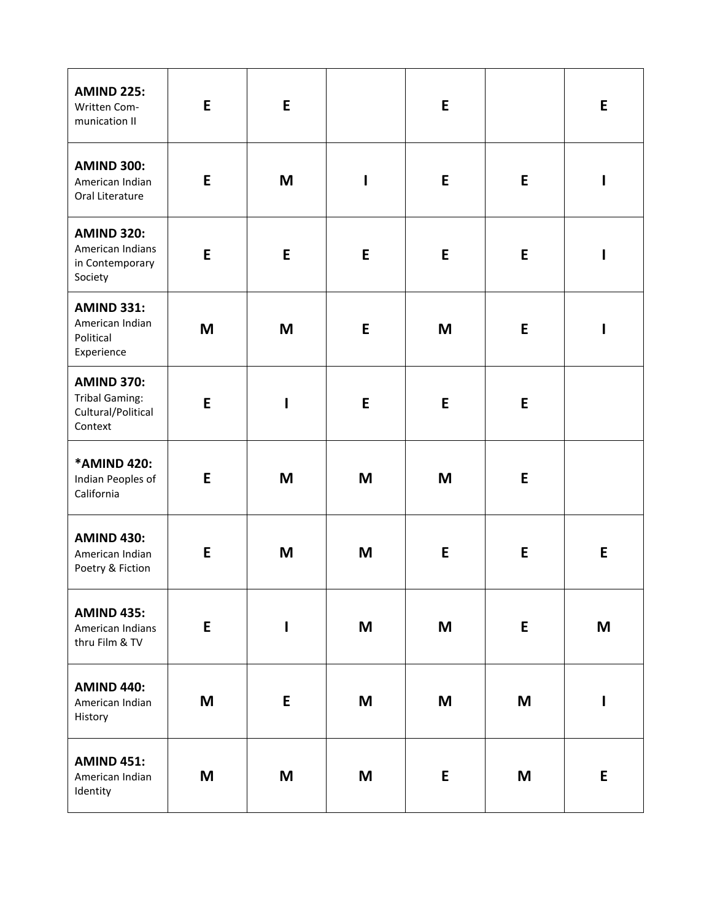| | | | | | | |
|---|---|---|---|---|---|---|
| **AMIND 225:** Written Com-munication II | **E** | **E** | | **E** | | **E** |
| **AMIND 300:** American Indian Oral Literature | **E** | **M** | **I** | **E** | **E** | **I** |
| **AMIND 320:** American Indians in Contemporary Society | **E** | **E** | **E** | **E** | **E** | **I** |
| **AMIND 331:** American Indian Political Experience | **M** | **M** | **E** | **M** | **E** | **I** |
| **AMIND 370:** Tribal Gaming: Cultural/Political Context | **E** | **I** | **E** | **E** | **E** | |
| ***AMIND 420:** Indian Peoples of California | **E** | **M** | **M** | **M** | **E** | |
| **AMIND 430:** American Indian Poetry & Fiction | **E** | **M** | **M** | **E** | **E** | **E** |
| **AMIND 435:** American Indians thru Film & TV | **E** | **I** | **M** | **M** | **E** | **M** |
| **AMIND 440:** American Indian History | **M** | **E** | **M** | **M** | **M** | **I** |
| **AMIND 451:** American Indian Identity | **M** | **M** | **M** | **E** | **M** | **E** |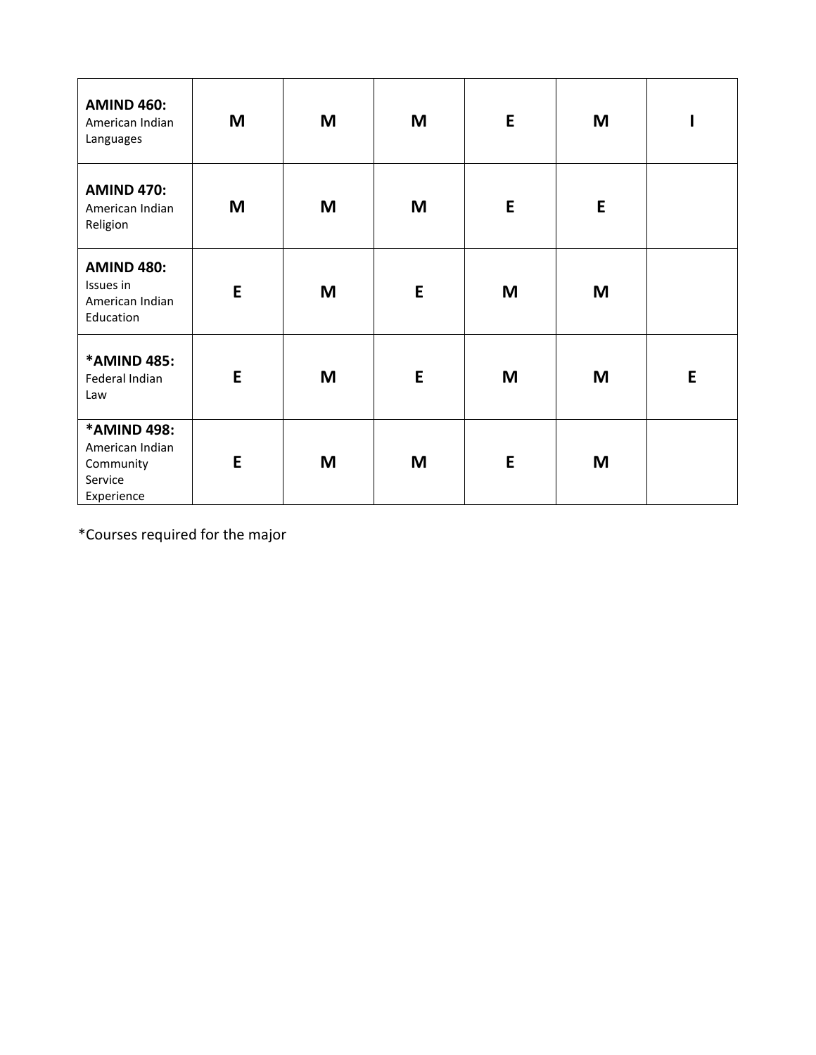| | | | | | | |
|---|---|---|---|---|---|---|
| **AMIND 460:** American Indian Languages | **M** | **M** | **M** | **E** | **M** | **I** |
| **AMIND 470:** American Indian Religion | **M** | **M** | **M** | **E** | **E** | |
| **AMIND 480:** Issues in American Indian Education | **E** | **M** | **E** | **M** | **M** | |
| ***AMIND 485:** Federal Indian Law | **E** | **M** | **E** | **M** | **M** | **E** |
| ***AMIND 498:** American Indian Community Service Experience | **E** | **M** | **M** | **E** | **M** | |

*Courses required for the major